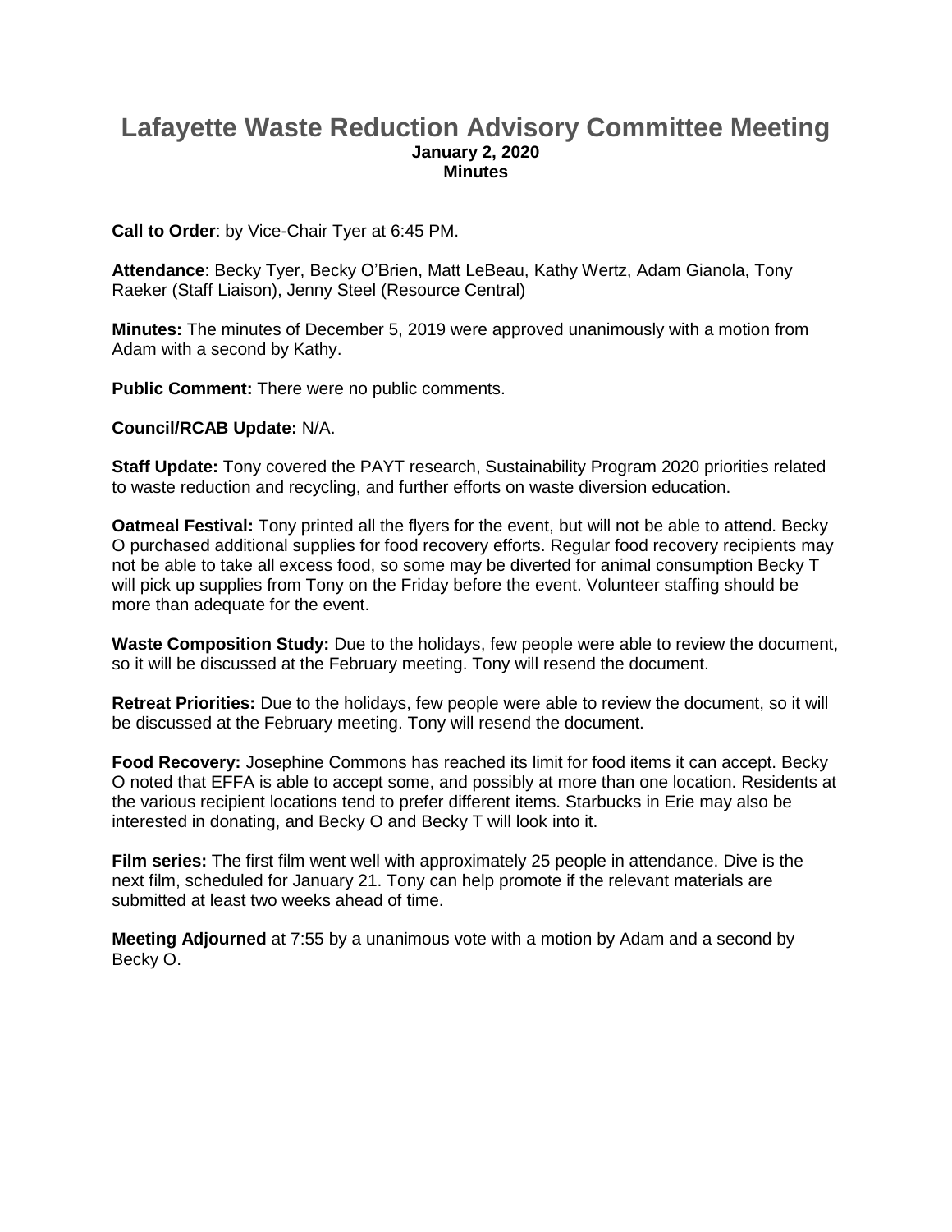# Lafayette Waste Reduction Advisory Committee Meeting

**January 2, 2020**
**Minutes**

**Call to Order**: by Vice-Chair Tyer at 6:45 PM.

**Attendance**: Becky Tyer, Becky O'Brien, Matt LeBeau, Kathy Wertz, Adam Gianola, Tony Raeker (Staff Liaison), Jenny Steel (Resource Central)

**Minutes:** The minutes of December 5, 2019 were approved unanimously with a motion from Adam with a second by Kathy.

**Public Comment:** There were no public comments.

**Council/RCAB Update:** N/A.

**Staff Update:** Tony covered the PAYT research, Sustainability Program 2020 priorities related to waste reduction and recycling, and further efforts on waste diversion education.

**Oatmeal Festival:** Tony printed all the flyers for the event, but will not be able to attend. Becky O purchased additional supplies for food recovery efforts. Regular food recovery recipients may not be able to take all excess food, so some may be diverted for animal consumption Becky T will pick up supplies from Tony on the Friday before the event. Volunteer staffing should be more than adequate for the event.

**Waste Composition Study:** Due to the holidays, few people were able to review the document, so it will be discussed at the February meeting. Tony will resend the document.

**Retreat Priorities:** Due to the holidays, few people were able to review the document, so it will be discussed at the February meeting. Tony will resend the document.

**Food Recovery:** Josephine Commons has reached its limit for food items it can accept. Becky O noted that EFFA is able to accept some, and possibly at more than one location. Residents at the various recipient locations tend to prefer different items. Starbucks in Erie may also be interested in donating, and Becky O and Becky T will look into it.

**Film series:** The first film went well with approximately 25 people in attendance. Dive is the next film, scheduled for January 21. Tony can help promote if the relevant materials are submitted at least two weeks ahead of time.

**Meeting Adjourned** at 7:55 by a unanimous vote with a motion by Adam and a second by Becky O.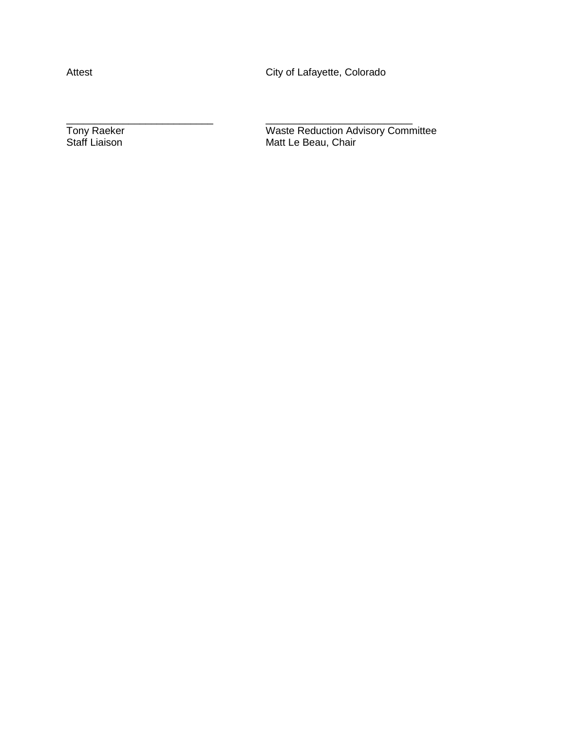| | |
|---|---|
| Attest | City of Lafayette, Colorado |
| | |
| ___________________________ | ___________________________ |
| Tony Raeker | Waste Reduction Advisory Committee |
| Staff Liaison | Matt Le Beau, Chair |